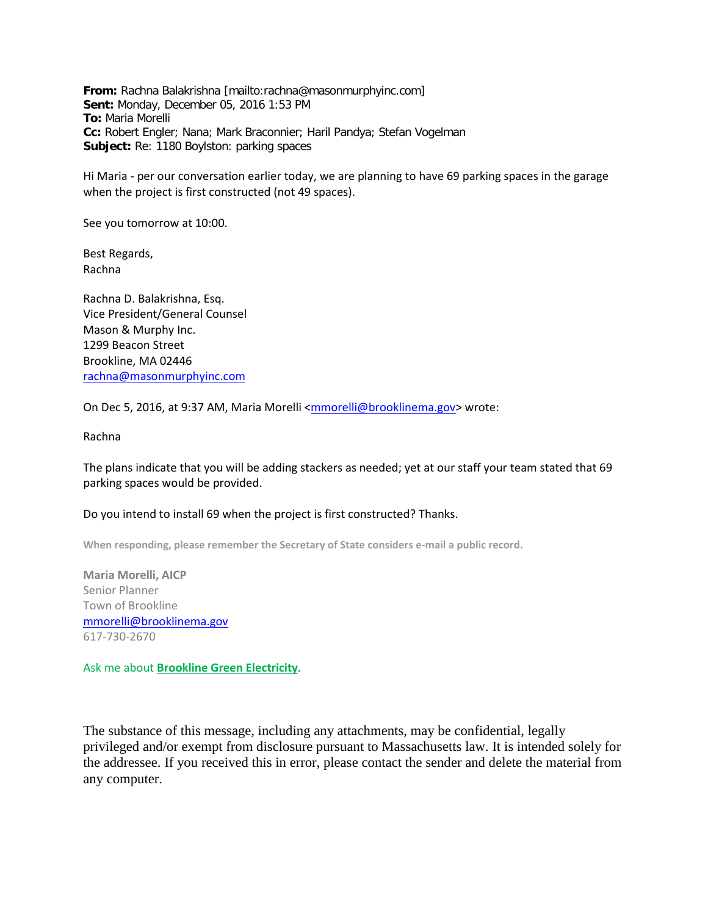**From:** Rachna Balakrishna [mailto:rachna@masonmurphyinc.com]
**Sent:** Monday, December 05, 2016 1:53 PM
**To:** Maria Morelli
**Cc:** Robert Engler; Nana; Mark Braconnier; Haril Pandya; Stefan Vogelman
**Subject:** Re: 1180 Boylston: parking spaces

Hi Maria - per our conversation earlier today, we are planning to have 69 parking spaces in the garage when the project is first constructed (not 49 spaces).

See you tomorrow at 10:00.

Best Regards,
Rachna

Rachna D. Balakrishna, Esq.
Vice President/General Counsel
Mason & Murphy Inc.
1299 Beacon Street
Brookline, MA 02446
rachna@masonmurphyinc.com

On Dec 5, 2016, at 9:37 AM, Maria Morelli <mmorelli@brooklinema.gov> wrote:

Rachna

The plans indicate that you will be adding stackers as needed; yet at our staff your team stated that 69 parking spaces would be provided.

Do you intend to install 69 when the project is first constructed? Thanks.

**When responding, please remember the Secretary of State considers e-mail a public record.**

**Maria Morelli, AICP**
Senior Planner
Town of Brookline
mmorelli@brooklinema.gov
617-730-2670

Ask me about **Brookline Green Electricity.**

The substance of this message, including any attachments, may be confidential, legally privileged and/or exempt from disclosure pursuant to Massachusetts law. It is intended solely for the addressee. If you received this in error, please contact the sender and delete the material from any computer.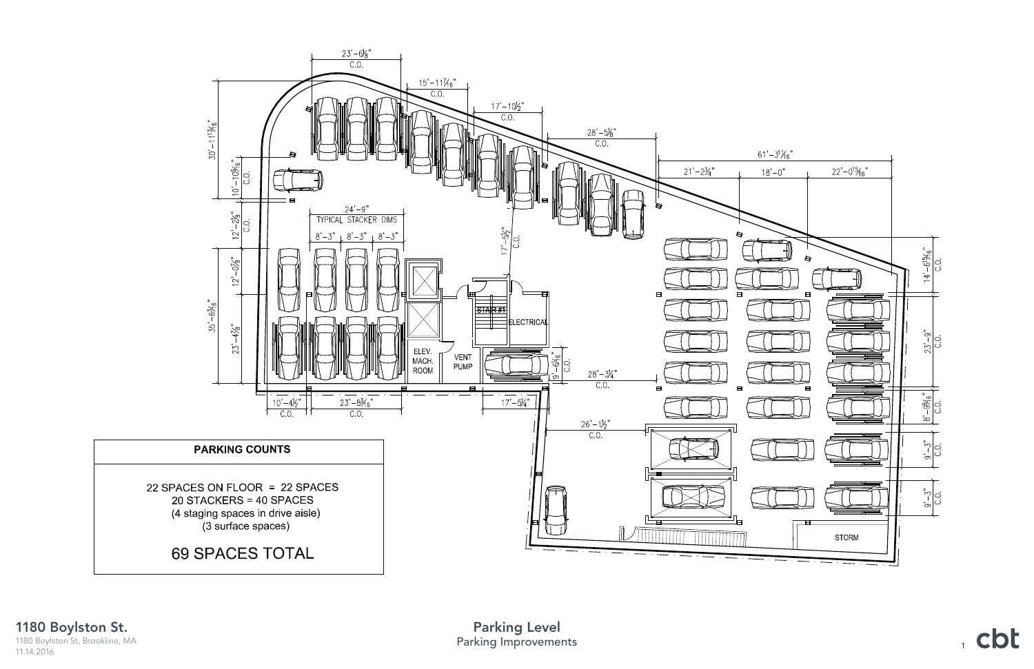## PARKING COUNTS

22 SPACES ON FLOOR = 22 SPACES
20 STACKERS = 40 SPACES
(4 staging spaces in drive aisle)
(3 surface spaces)

69 SPACES TOTAL

**1180 Boylston St.**
1180 Boylston St, Brookline, MA
11.14.2016

**Parking Level**
Parking Improvements

cbt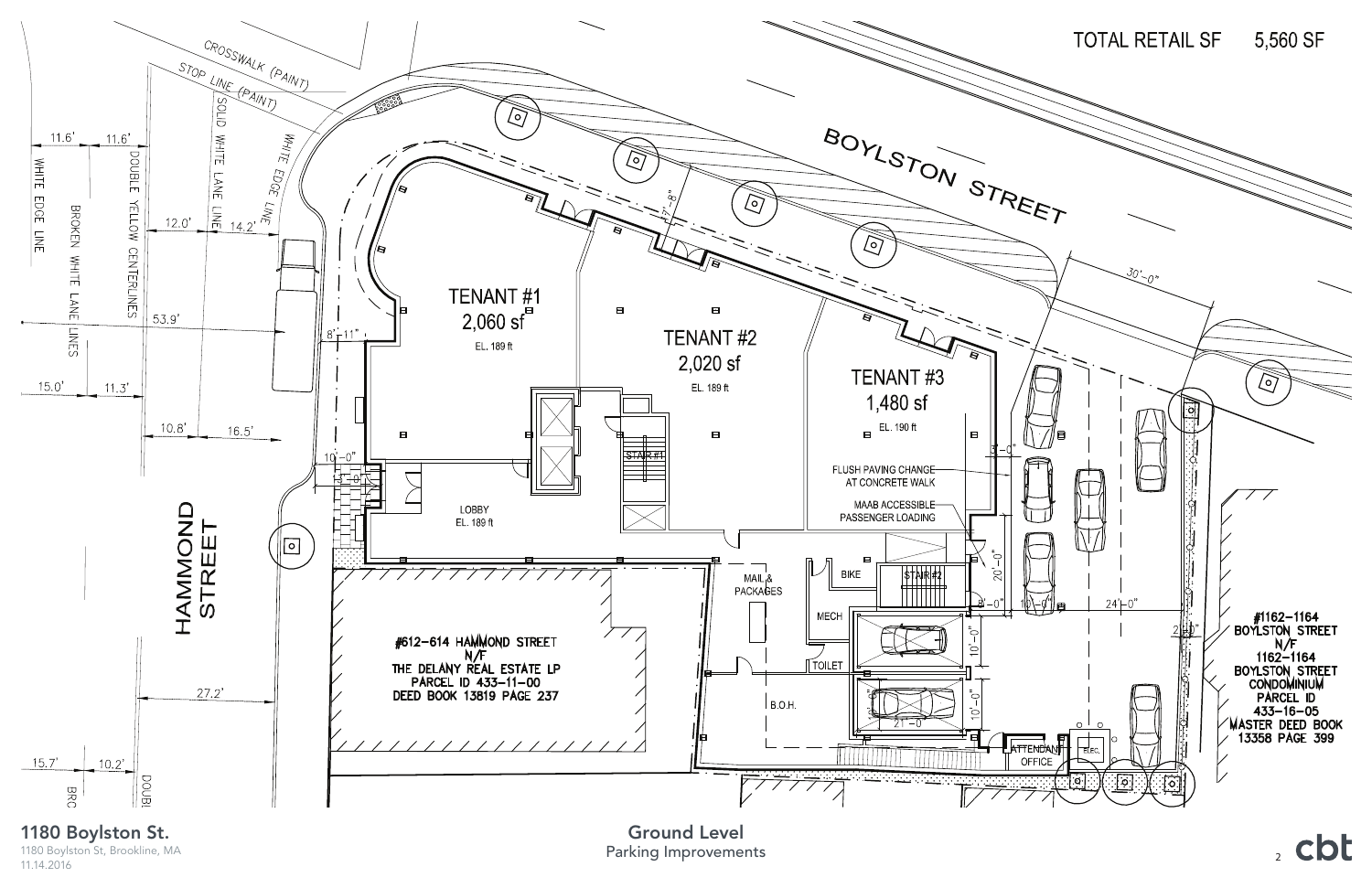TOTAL RETAIL SF 5,560 SF

BOYLSTON STREET

HAMMOND STREET

CROSSWALK (PAINT)

STOP LINE (PAINT)

SOLID WHITE LANE LINE

WHITE EDGE LINE

DOUBLE YELLOW CENTERLINES

BROKEN WHITE LANE LINES

11.6' 11.6' 12.0' 14.2' 53.9' 15.0' 11.3' 10.8' 16.5' 27.2' 15.7' 10.2'

7'-8" 30'-0" 8'-11" 10'-0" 3'-0" 20'-0" 8'-0" 10'-0" 24'-0" 10'-0" 10'-0" 21'-0" 2'-0"

TENANT #1
2,060 sf
EL. 189 ft

TENANT #2
2,020 sf
EL. 189 ft

TENANT #3
1,480 sf
EL. 190 ft

LOBBY
EL. 189 ft

STAIR #1

STAIR #2

FLUSH PAVING CHANGE AT CONCRETE WALK

MAAB ACCESSIBLE PASSENGER LOADING

MAIL & PACKAGES

BIKE

MECH

TOILET

B.O.H.

ATTENDANT OFFICE

ELEC.

#612-614 HAMMOND STREET
N/F
THE DELANY REAL ESTATE LP
PARCEL ID 433-11-00
DEED BOOK 13819 PAGE 237

#1162-1164 BOYLSTON STREET
N/F
1162-1164 BOYLSTON STREET CONDOMINIUM
PARCEL ID 433-16-05
MASTER DEED BOOK 13358 PAGE 399

**1180 Boylston St.**
1180 Boylston St, Brookline, MA
11.14.2016

**Ground Level**
Parking Improvements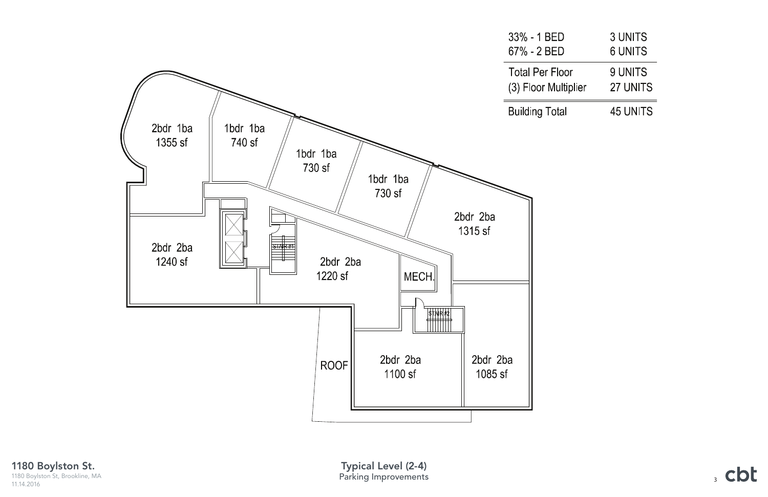| | |
|---|---|
| 33% - 1 BED | 3 UNITS |
| 67% - 2 BED | 6 UNITS |
| Total Per Floor | 9 UNITS |
| (3) Floor Multiplier | 27 UNITS |
| Building Total | 45 UNITS |

2bdr 1ba
1355 sf

1bdr 1ba
740 sf

1bdr 1ba
730 sf

1bdr 1ba
730 sf

2bdr 2ba
1315 sf

2bdr 2ba
1240 sf

STAIR #1

2bdr 2ba
1220 sf

MECH.

STAIR #2

ROOF

2bdr 2ba
1100 sf

2bdr 2ba
1085 sf

**1180 Boylston St.**
1180 Boylston St, Brookline, MA
11.14.2016

**Typical Level (2-4)**
Parking Improvements

cbt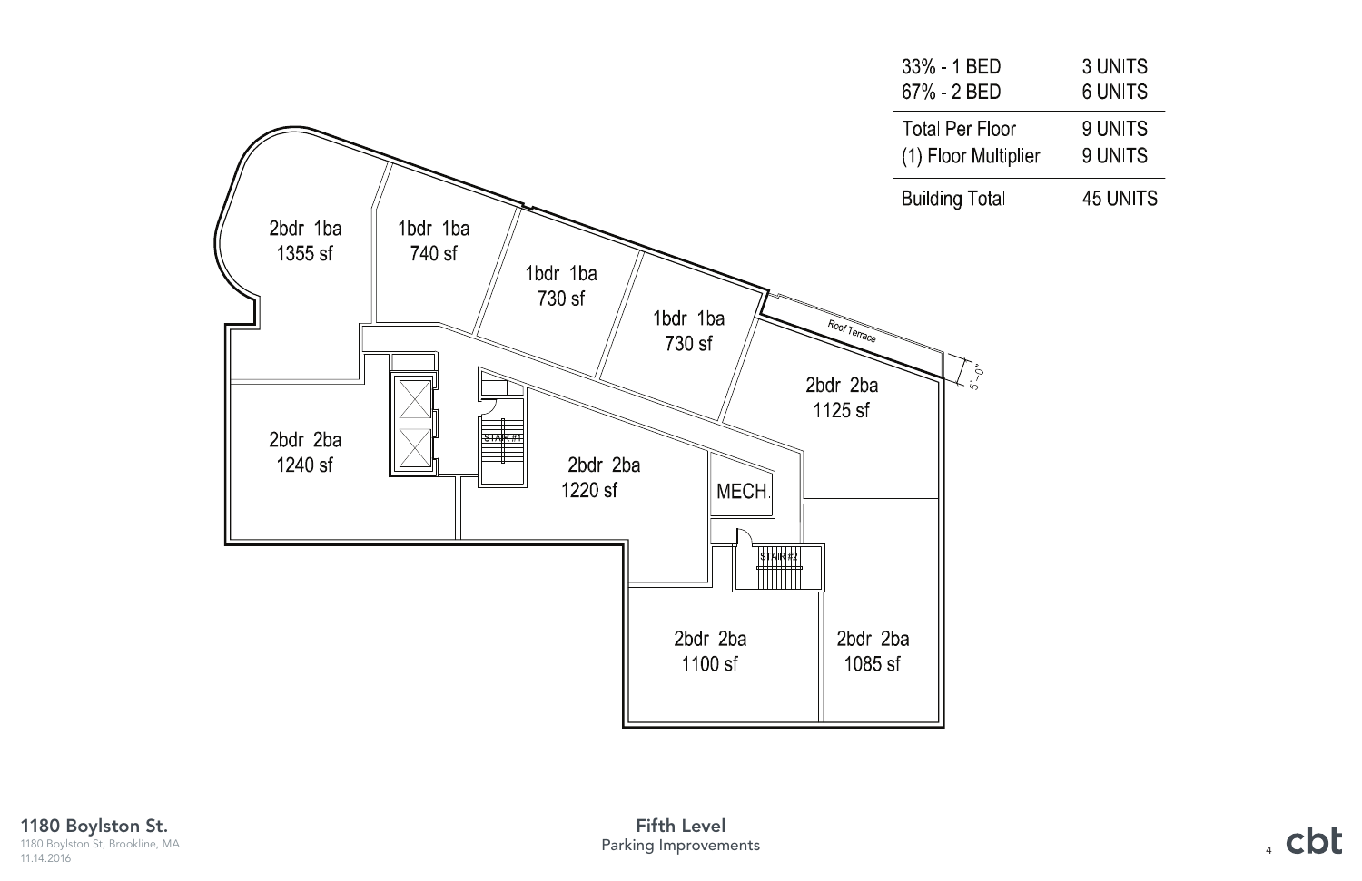| | |
|---|---|
| 33% - 1 BED | 3 UNITS |
| 67% - 2 BED | 6 UNITS |
| Total Per Floor | 9 UNITS |
| (1) Floor Multiplier | 9 UNITS |
| Building Total | 45 UNITS |

2bdr 1ba
1355 sf

1bdr 1ba
740 sf

1bdr 1ba
730 sf

1bdr 1ba
730 sf

Roof Terrace

5'-0"

2bdr 2ba
1125 sf

2bdr 2ba
1240 sf

STAIR #1

2bdr 2ba
1220 sf

MECH.

STAIR #2

2bdr 2ba
1100 sf

2bdr 2ba
1085 sf

**1180 Boylston St.**
1180 Boylston St, Brookline, MA
11.14.2016

**Fifth Level**
Parking Improvements

cbt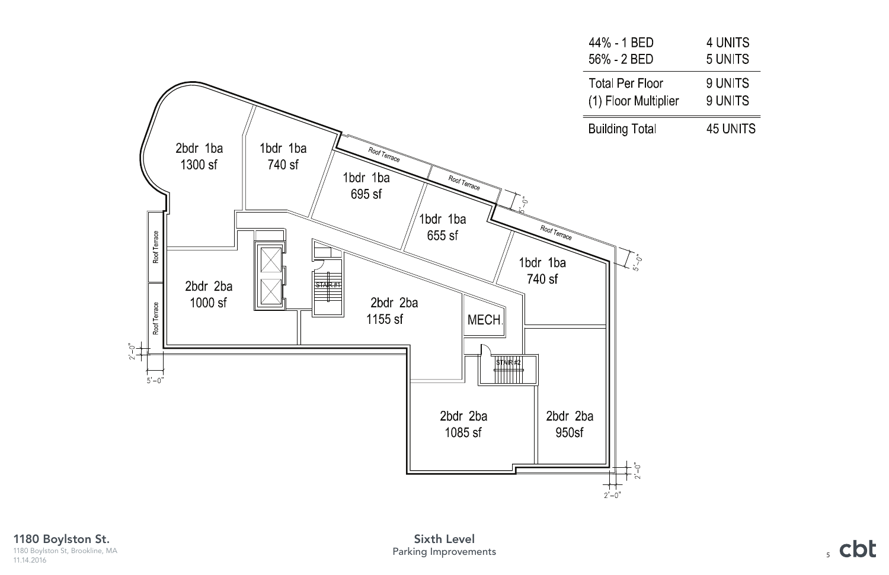| | |
|---|---|
| 44% - 1 BED | 4 UNITS |
| 56% - 2 BED | 5 UNITS |
| Total Per Floor | 9 UNITS |
| (1) Floor Multiplier | 9 UNITS |
| Building Total | 45 UNITS |

2bdr 1ba
1300 sf

1bdr 1ba
740 sf

1bdr 1ba
695 sf

1bdr 1ba
655 sf

1bdr 1ba
740 sf

2bdr 2ba
1000 sf

2bdr 2ba
1155 sf

MECH.

STAIR #1

STAIR #2

2bdr 2ba
1085 sf

2bdr 2ba
950sf

Roof Terrace

Roof Terrace

Roof Terrace

Roof Terrace

Roof Terrace

5'–0"

5'–0"

2'–0"

5'–0"

2'–0"

2'–0"

**1180 Boylston St.**
1180 Boylston St, Brookline, MA
11.14.2016

**Sixth Level**
Parking Improvements

cbt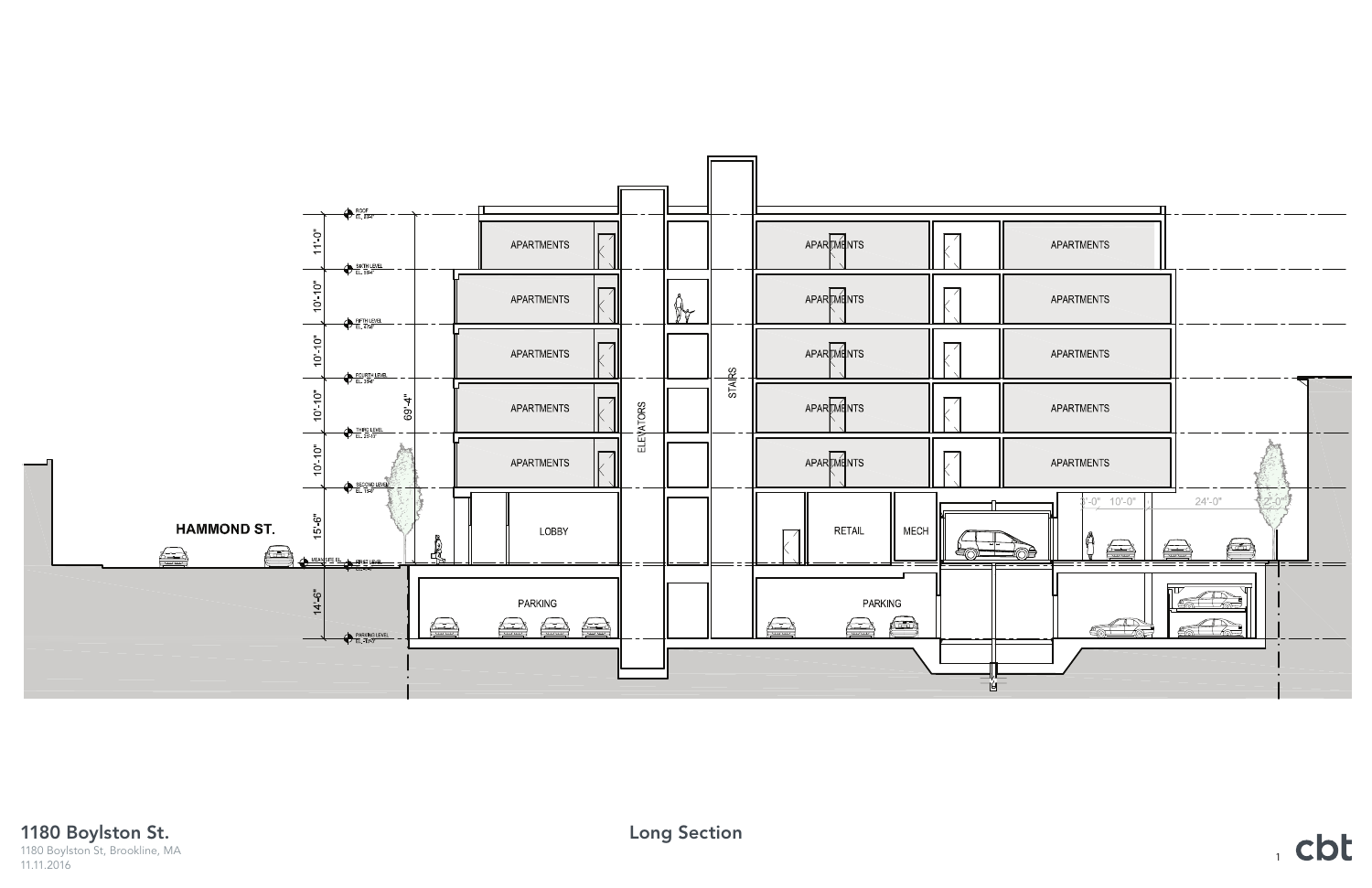HAMMOND ST.

ROOF

SIXTH LEVEL

FIFTH LEVEL

FOURTH LEVEL

THIRD LEVEL

SECOND LEVEL

FIRST LEVEL

PARKING LEVEL

11'-0"

10'-10"

10'-10"

10'-10"

10'-10"

15'-6"

14'-6"

69'-4"

APARTMENTS

ELEVATORS

STAIRS

LOBBY

RETAIL

MECH

PARKING

3'-0" 10'-0" 24'-0" 2'-0"

## 1180 Boylston St.

1180 Boylston St, Brookline, MA

11.11.2016

## Long Section

cbt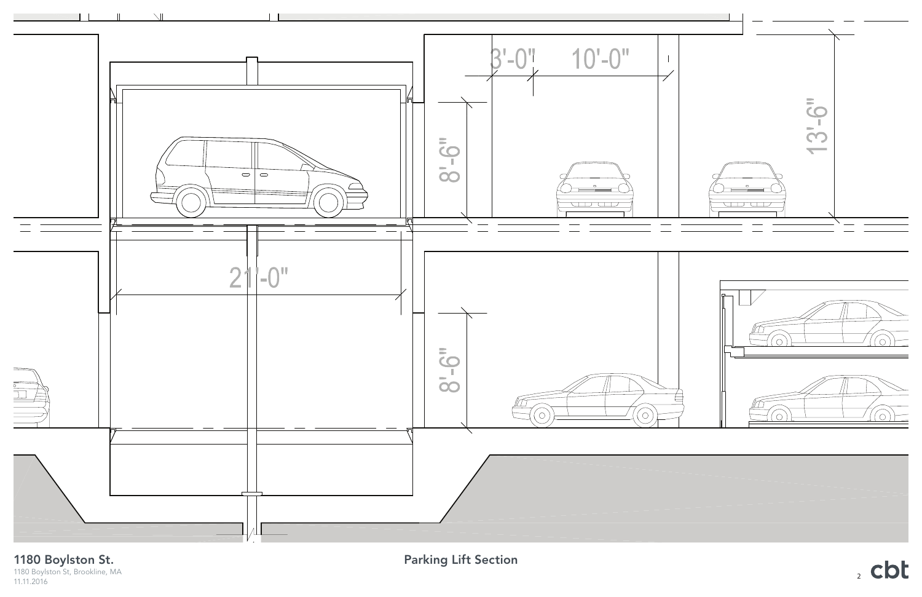3'-0"

10'-0"

8'-6"

13'-6"

21'-0"

8'-6"

**1180 Boylston St.**

1180 Boylston St, Brookline, MA

11.11.2016

## Parking Lift Section

cbt